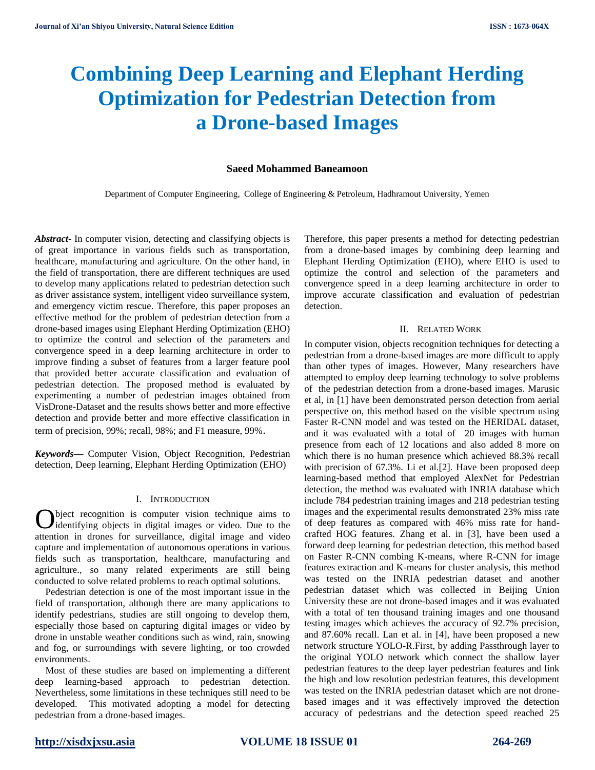# Combining Deep Learning and Elephant Herding Optimization for Pedestrian Detection from a Drone-based Images

**Saeed Mohammed Baneamoon**

Department of Computer Engineering, College of Engineering & Petroleum, Hadhramout University, Yemen

***Abstract-*** In computer vision, detecting and classifying objects is of great importance in various fields such as transportation, healthcare, manufacturing and agriculture. On the other hand, in the field of transportation, there are different techniques are used to develop many applications related to pedestrian detection such as driver assistance system, intelligent video surveillance system, and emergency victim rescue. Therefore, this paper proposes an effective method for the problem of pedestrian detection from a drone-based images using Elephant Herding Optimization (EHO) to optimize the control and selection of the parameters and convergence speed in a deep learning architecture in order to improve finding a subset of features from a larger feature pool that provided better accurate classification and evaluation of pedestrian detection. The proposed method is evaluated by experimenting a number of pedestrian images obtained from VisDrone-Dataset and the results shows better and more effective detection and provide better and more effective classification in term of precision, 99%; recall, 98%; and F1 measure, 99%.

***Keywords—*** Computer Vision, Object Recognition, Pedestrian detection, Deep learning, Elephant Herding Optimization (EHO)

## I. Introduction

Object recognition is computer vision technique aims to identifying objects in digital images or video. Due to the attention in drones for surveillance, digital image and video capture and implementation of autonomous operations in various fields such as transportation, healthcare, manufacturing and agriculture., so many related experiments are still being conducted to solve related problems to reach optimal solutions.

Pedestrian detection is one of the most important issue in the field of transportation, although there are many applications to identify pedestrians, studies are still ongoing to develop them, especially those based on capturing digital images or video by drone in unstable weather conditions such as wind, rain, snowing and fog, or surroundings with severe lighting, or too crowded environments.

Most of these studies are based on implementing a different deep learning-based approach to pedestrian detection. Nevertheless, some limitations in these techniques still need to be developed. This motivated adopting a model for detecting pedestrian from a drone-based images.

Therefore, this paper presents a method for detecting pedestrian from a drone-based images by combining deep learning and Elephant Herding Optimization (EHO), where EHO is used to optimize the control and selection of the parameters and convergence speed in a deep learning architecture in order to improve accurate classification and evaluation of pedestrian detection.

## II. Related Work

In computer vision, objects recognition techniques for detecting a pedestrian from a drone-based images are more difficult to apply than other types of images. However, Many researchers have attempted to employ deep learning technology to solve problems of the pedestrian detection from a drone-based images. Marusic et al, in [1] have been demonstrated person detection from aerial perspective on, this method based on the visible spectrum using Faster R-CNN model and was tested on the HERIDAL dataset, and it was evaluated with a total of 20 images with human presence from each of 12 locations and also added 8 more on which there is no human presence which achieved 88.3% recall with precision of 67.3%. Li et al.[2]. Have been proposed deep learning-based method that employed AlexNet for Pedestrian detection, the method was evaluated with INRIA database which include 784 pedestrian training images and 218 pedestrian testing images and the experimental results demonstrated 23% miss rate of deep features as compared with 46% miss rate for hand-crafted HOG features. Zhang et al. in [3], have been used a forward deep learning for pedestrian detection, this method based on Faster R-CNN combing K-means, where R-CNN for image features extraction and K-means for cluster analysis, this method was tested on the INRIA pedestrian dataset and another pedestrian dataset which was collected in Beijing Union University these are not drone-based images and it was evaluated with a total of ten thousand training images and one thousand testing images which achieves the accuracy of 92.7% precision, and 87.60% recall. Lan et al. in [4], have been proposed a new network structure YOLO-R.First, by adding Passthrough layer to the original YOLO network which connect the shallow layer pedestrian features to the deep layer pedestrian features and link the high and low resolution pedestrian features, this development was tested on the INRIA pedestrian dataset which are not drone-based images and it was effectively improved the detection accuracy of pedestrians and the detection speed reached 25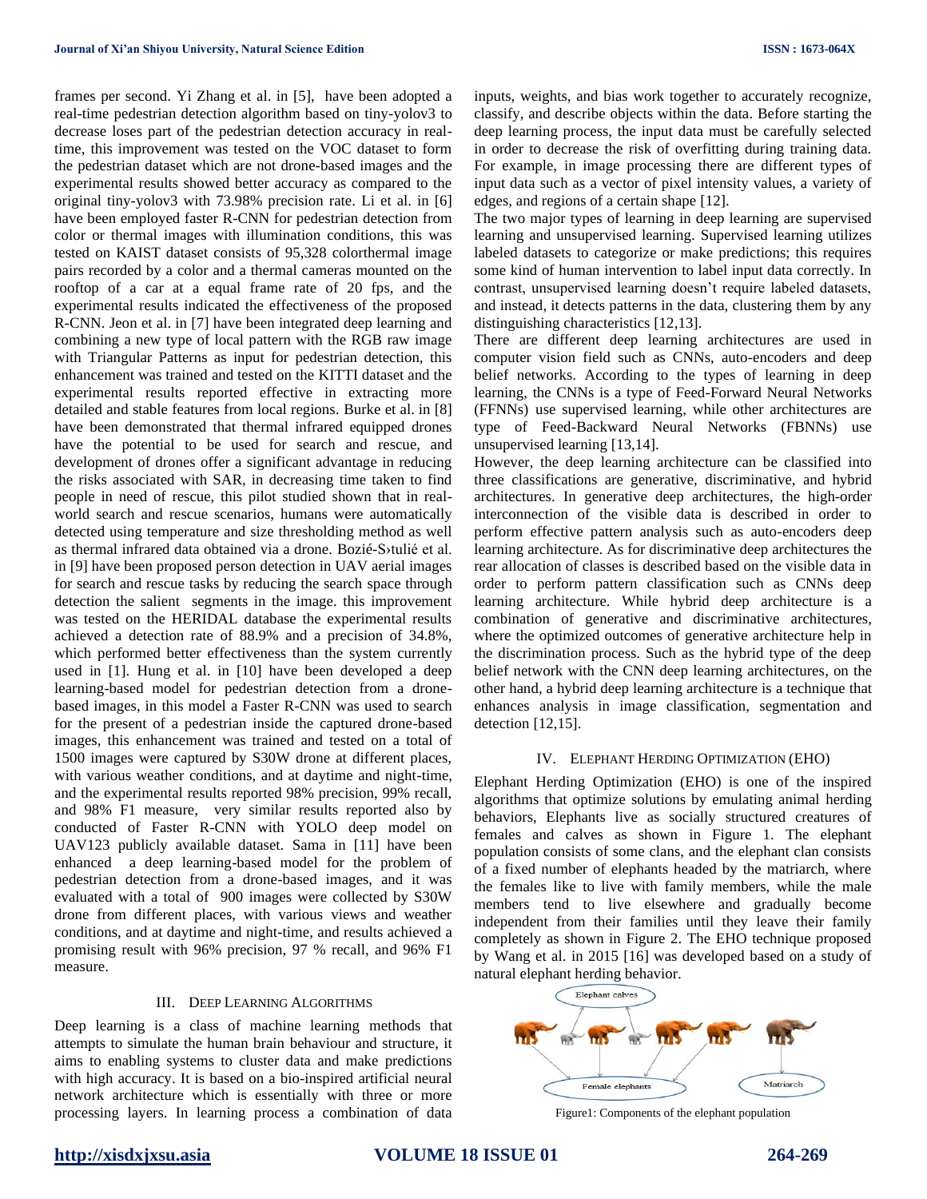frames per second. Yi Zhang et al. in [5], have been adopted a real-time pedestrian detection algorithm based on tiny-yolov3 to decrease loses part of the pedestrian detection accuracy in real-time, this improvement was tested on the VOC dataset to form the pedestrian dataset which are not drone-based images and the experimental results showed better accuracy as compared to the original tiny-yolov3 with 73.98% precision rate. Li et al. in [6] have been employed faster R-CNN for pedestrian detection from color or thermal images with illumination conditions, this was tested on KAIST dataset consists of 95,328 colorthermal image pairs recorded by a color and a thermal cameras mounted on the rooftop of a car at a equal frame rate of 20 fps, and the experimental results indicated the effectiveness of the proposed R-CNN. Jeon et al. in [7] have been integrated deep learning and combining a new type of local pattern with the RGB raw image with Triangular Patterns as input for pedestrian detection, this enhancement was trained and tested on the KITTI dataset and the experimental results reported effective in extracting more detailed and stable features from local regions. Burke et al. in [8] have been demonstrated that thermal infrared equipped drones have the potential to be used for search and rescue, and development of drones offer a significant advantage in reducing the risks associated with SAR, in decreasing time taken to find people in need of rescue, this pilot studied shown that in real-world search and rescue scenarios, humans were automatically detected using temperature and size thresholding method as well as thermal infrared data obtained via a drone. Bozié-S›tulié et al. in [9] have been proposed person detection in UAV aerial images for search and rescue tasks by reducing the search space through detection the salient segments in the image. this improvement was tested on the HERIDAL database the experimental results achieved a detection rate of 88.9% and a precision of 34.8%, which performed better effectiveness than the system currently used in [1]. Hung et al. in [10] have been developed a deep learning-based model for pedestrian detection from a drone-based images, in this model a Faster R-CNN was used to search for the present of a pedestrian inside the captured drone-based images, this enhancement was trained and tested on a total of 1500 images were captured by S30W drone at different places, with various weather conditions, and at daytime and night-time, and the experimental results reported 98% precision, 99% recall, and 98% F1 measure, very similar results reported also by conducted of Faster R-CNN with YOLO deep model on UAV123 publicly available dataset. Sama in [11] have been enhanced a deep learning-based model for the problem of pedestrian detection from a drone-based images, and it was evaluated with a total of 900 images were collected by S30W drone from different places, with various views and weather conditions, and at daytime and night-time, and results achieved a promising result with 96% precision, 97 % recall, and 96% F1 measure.

## III. Deep Learning Algorithms

Deep learning is a class of machine learning methods that attempts to simulate the human brain behaviour and structure, it aims to enabling systems to cluster data and make predictions with high accuracy. It is based on a bio-inspired artificial neural network architecture which is essentially with three or more processing layers. In learning process a combination of data inputs, weights, and bias work together to accurately recognize, classify, and describe objects within the data. Before starting the deep learning process, the input data must be carefully selected in order to decrease the risk of overfitting during training data. For example, in image processing there are different types of input data such as a vector of pixel intensity values, a variety of edges, and regions of a certain shape [12].

The two major types of learning in deep learning are supervised learning and unsupervised learning. Supervised learning utilizes labeled datasets to categorize or make predictions; this requires some kind of human intervention to label input data correctly. In contrast, unsupervised learning doesn't require labeled datasets, and instead, it detects patterns in the data, clustering them by any distinguishing characteristics [12,13].

There are different deep learning architectures are used in computer vision field such as CNNs, auto-encoders and deep belief networks. According to the types of learning in deep learning, the CNNs is a type of Feed-Forward Neural Networks (FFNNs) use supervised learning, while other architectures are type of Feed-Backward Neural Networks (FBNNs) use unsupervised learning [13,14].

However, the deep learning architecture can be classified into three classifications are generative, discriminative, and hybrid architectures. In generative deep architectures, the high-order interconnection of the visible data is described in order to perform effective pattern analysis such as auto-encoders deep learning architecture. As for discriminative deep architectures the rear allocation of classes is described based on the visible data in order to perform pattern classification such as CNNs deep learning architecture. While hybrid deep architecture is a combination of generative and discriminative architectures, where the optimized outcomes of generative architecture help in the discrimination process. Such as the hybrid type of the deep belief network with the CNN deep learning architectures, on the other hand, a hybrid deep learning architecture is a technique that enhances analysis in image classification, segmentation and detection [12,15].

## IV. Elephant Herding Optimization (EHO)

Elephant Herding Optimization (EHO) is one of the inspired algorithms that optimize solutions by emulating animal herding behaviors, Elephants live as socially structured creatures of females and calves as shown in Figure 1. The elephant population consists of some clans, and the elephant clan consists of a fixed number of elephants headed by the matriarch, where the females like to live with family members, while the male members tend to live elsewhere and gradually become independent from their families until they leave their family completely as shown in Figure 2. The EHO technique proposed by Wang et al. in 2015 [16] was developed based on a study of natural elephant herding behavior.

Figure1: Components of the elephant population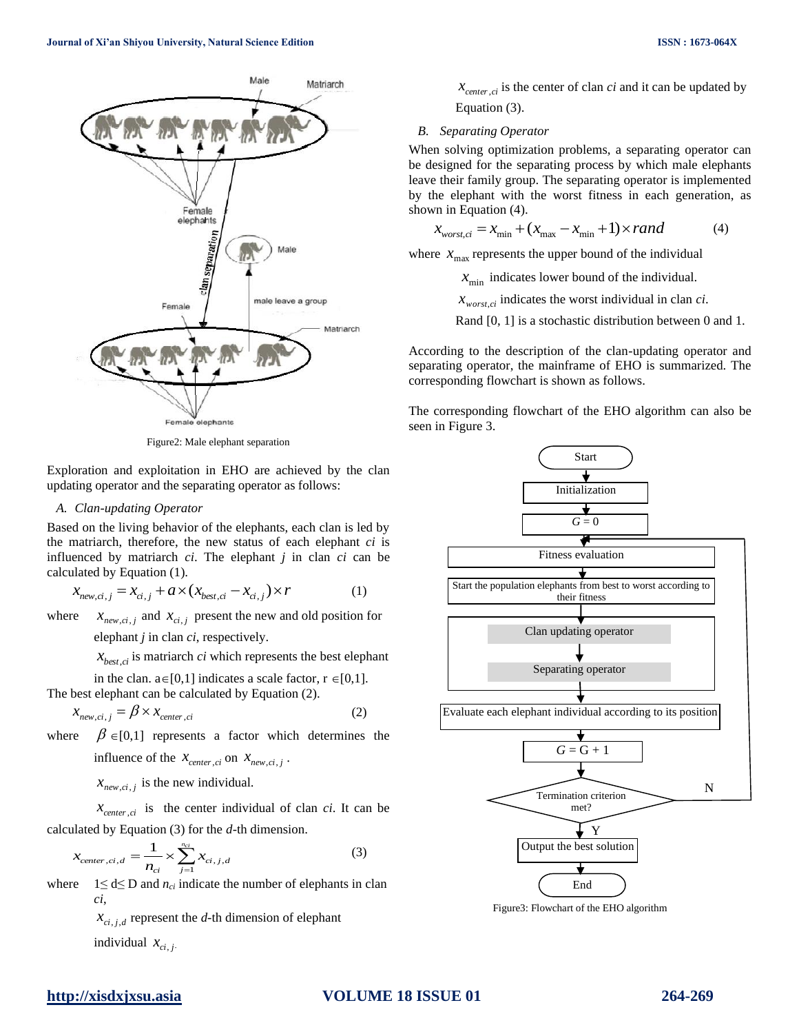Figure2: Male elephant separation

Exploration and exploitation in EHO are achieved by the clan updating operator and the separating operator as follows:

*A. Clan-updating Operator*

Based on the living behavior of the elephants, each clan is led by the matriarch, therefore, the new status of each elephant *ci* is influenced by matriarch *ci*. The elephant *j* in clan *ci* can be calculated by Equation (1).

$$x_{new,ci,j} = x_{ci,j} + a \times (x_{best,ci} - x_{ci,j}) \times r \tag{1}$$

where $x_{new,ci,j}$ and $x_{ci,j}$ present the new and old position for elephant *j* in clan *ci*, respectively.

$x_{best,ci}$ is matriarch *ci* which represents the best elephant in the clan. $a \in [0,1]$ indicates a scale factor, $r \in [0,1]$.

The best elephant can be calculated by Equation (2).

$$x_{new,ci,j} = \beta \times x_{center,ci} \tag{2}$$

where $\beta \in [0,1]$ represents a factor which determines the influence of the $x_{center,ci}$ on $x_{new,ci,j}$.

$x_{new,ci,j}$ is the new individual.

$x_{center,ci}$ is the center individual of clan *ci*. It can be calculated by Equation (3) for the *d*-th dimension.

$$x_{center,ci,d} = \frac{1}{n_{ci}} \times \sum_{j=1}^{n_{ci}} x_{ci,j,d} \tag{3}$$

where $1 \leq d \leq D$ and $n_{ci}$ indicate the number of elephants in clan *ci*,

$x_{ci,j,d}$ represent the *d*-th dimension of elephant individual $x_{ci,j}$.

$x_{center,ci}$ is the center of clan *ci* and it can be updated by Equation (3).

*B. Separating Operator*

When solving optimization problems, a separating operator can be designed for the separating process by which male elephants leave their family group. The separating operator is implemented by the elephant with the worst fitness in each generation, as shown in Equation (4).

$$x_{worst,ci} = x_{\min} + (x_{\max} - x_{\min} + 1) \times rand \tag{4}$$

where $x_{\max}$ represents the upper bound of the individual

$x_{\min}$ indicates lower bound of the individual.

$x_{worst,ci}$ indicates the worst individual in clan *ci*.

Rand [0, 1] is a stochastic distribution between 0 and 1.

According to the description of the clan-updating operator and separating operator, the mainframe of EHO is summarized. The corresponding flowchart is shown as follows.

The corresponding flowchart of the EHO algorithm can also be seen in Figure 3.

Figure3: Flowchart of the EHO algorithm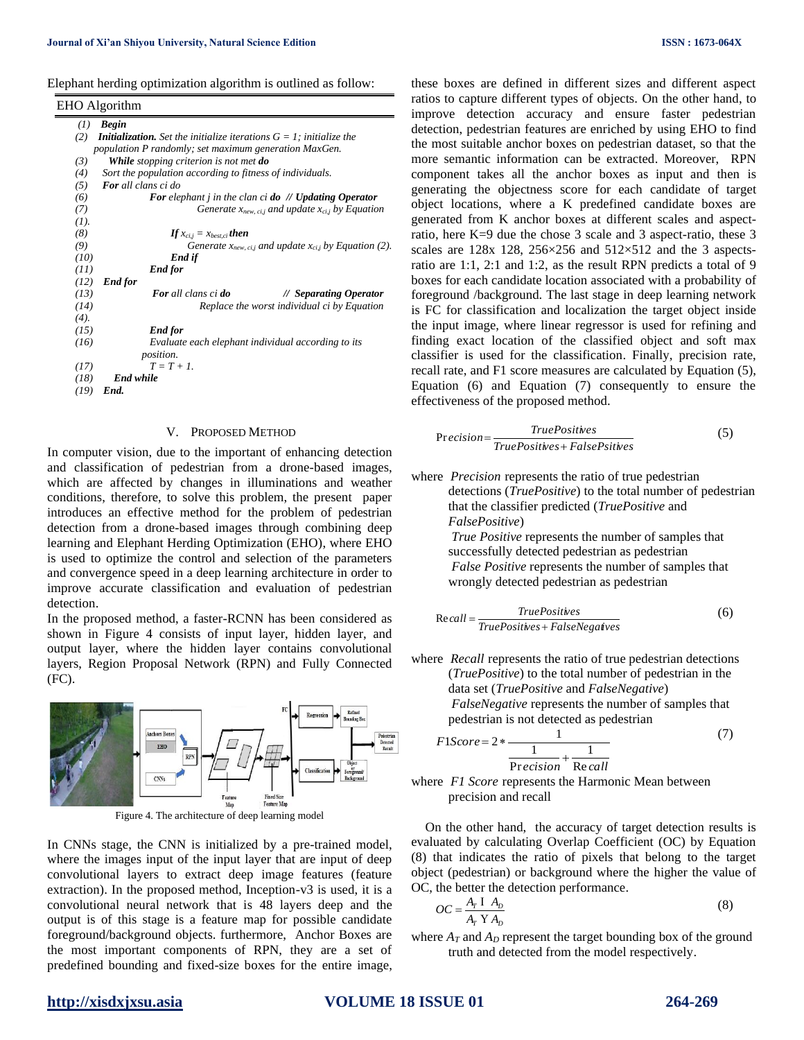Elephant herding optimization algorithm is outlined as follow:

```
EHO Algorithm
(1)  Begin
(2)  Initialization. Set the initialize iterations G = 1; initialize the
     population P randomly; set maximum generation MaxGen.
(3)    While stopping criterion is not met do
(4)    Sort the population according to fitness of individuals.
(5)    For all clans ci do
(6)          For elephant j in the clan ci do  // Updating Operator
(7)                Generate x_new,ci,j and update x_ci,j by Equation
(1).
(8)                If x_ci,j = x_best,ci then
(9)                     Generate x_new,ci,j and update x_ci,j by Equation (2).
(10)               End if
(11)         End for
(12)   End for
(13)         For all clans ci do            // Separating Operator
(14)               Replace the worst individual ci by Equation
(4).
(15)         End for
(16)         Evaluate each elephant individual according to its
             position.
(17)         T = T + 1.
(18)   End while
(19) End.
```

## V. Proposed Method

In computer vision, due to the important of enhancing detection and classification of pedestrian from a drone-based images, which are affected by changes in illuminations and weather conditions, therefore, to solve this problem, the present paper introduces an effective method for the problem of pedestrian detection from a drone-based images through combining deep learning and Elephant Herding Optimization (EHO), where EHO is used to optimize the control and selection of the parameters and convergence speed in a deep learning architecture in order to improve accurate classification and evaluation of pedestrian detection.

In the proposed method, a faster-RCNN has been considered as shown in Figure 4 consists of input layer, hidden layer, and output layer, where the hidden layer contains convolutional layers, Region Proposal Network (RPN) and Fully Connected (FC).

Figure 4. The architecture of deep learning model

In CNNs stage, the CNN is initialized by a pre-trained model, where the images input of the input layer that are input of deep convolutional layers to extract deep image features (feature extraction). In the proposed method, Inception-v3 is used, it is a convolutional neural network that is 48 layers deep and the output is of this stage is a feature map for possible candidate foreground/background objects. furthermore, Anchor Boxes are the most important components of RPN, they are a set of predefined bounding and fixed-size boxes for the entire image, these boxes are defined in different sizes and different aspect ratios to capture different types of objects. On the other hand, to improve detection accuracy and ensure faster pedestrian detection, pedestrian features are enriched by using EHO to find the most suitable anchor boxes on pedestrian dataset, so that the more semantic information can be extracted. Moreover, RPN component takes all the anchor boxes as input and then is generating the objectness score for each candidate of target object locations, where a K predefined candidate boxes are generated from K anchor boxes at different scales and aspect-ratio, here K=9 due the chose 3 scale and 3 aspect-ratio, these 3 scales are 128x 128, 256×256 and 512×512 and the 3 aspects-ratio are 1:1, 2:1 and 1:2, as the result RPN predicts a total of 9 boxes for each candidate location associated with a probability of foreground /background. The last stage in deep learning network is FC for classification and localization the target object inside the input image, where linear regressor is used for refining and finding exact location of the classified object and soft max classifier is used for the classification. Finally, precision rate, recall rate, and F1 score measures are calculated by Equation (5), Equation (6) and Equation (7) consequently to ensure the effectiveness of the proposed method.

$$\text{Precision} = \frac{TruePositives}{TruePositives + FalsePsitives} \tag{5}$$

where *Precision* represents the ratio of true pedestrian detections (*TruePositive*) to the total number of pedestrian that the classifier predicted (*TruePositive* and *FalsePositive*)

*True Positive* represents the number of samples that successfully detected pedestrian as pedestrian

*False Positive* represents the number of samples that wrongly detected pedestrian as pedestrian

$$\text{Recall} = \frac{TruePositives}{TruePositives + FalseNegatives} \tag{6}$$

where *Recall* represents the ratio of true pedestrian detections (*TruePositive*) to the total number of pedestrian in the data set (*TruePositive* and *FalseNegative*)

*FalseNegative* represents the number of samples that pedestrian is not detected as pedestrian

$$F1Score = 2 * \frac{1}{\frac{1}{\text{Precision}} + \frac{1}{\text{Recall}}} \tag{7}$$

where *F1 Score* represents the Harmonic Mean between precision and recall

On the other hand, the accuracy of target detection results is evaluated by calculating Overlap Coefficient (OC) by Equation (8) that indicates the ratio of pixels that belong to the target object (pedestrian) or background where the higher the value of OC, the better the detection performance.

$$OC = \frac{A_T \cap A_D}{A_T \cup A_D} \tag{8}$$

where $A_T$ and $A_D$ represent the target bounding box of the ground truth and detected from the model respectively.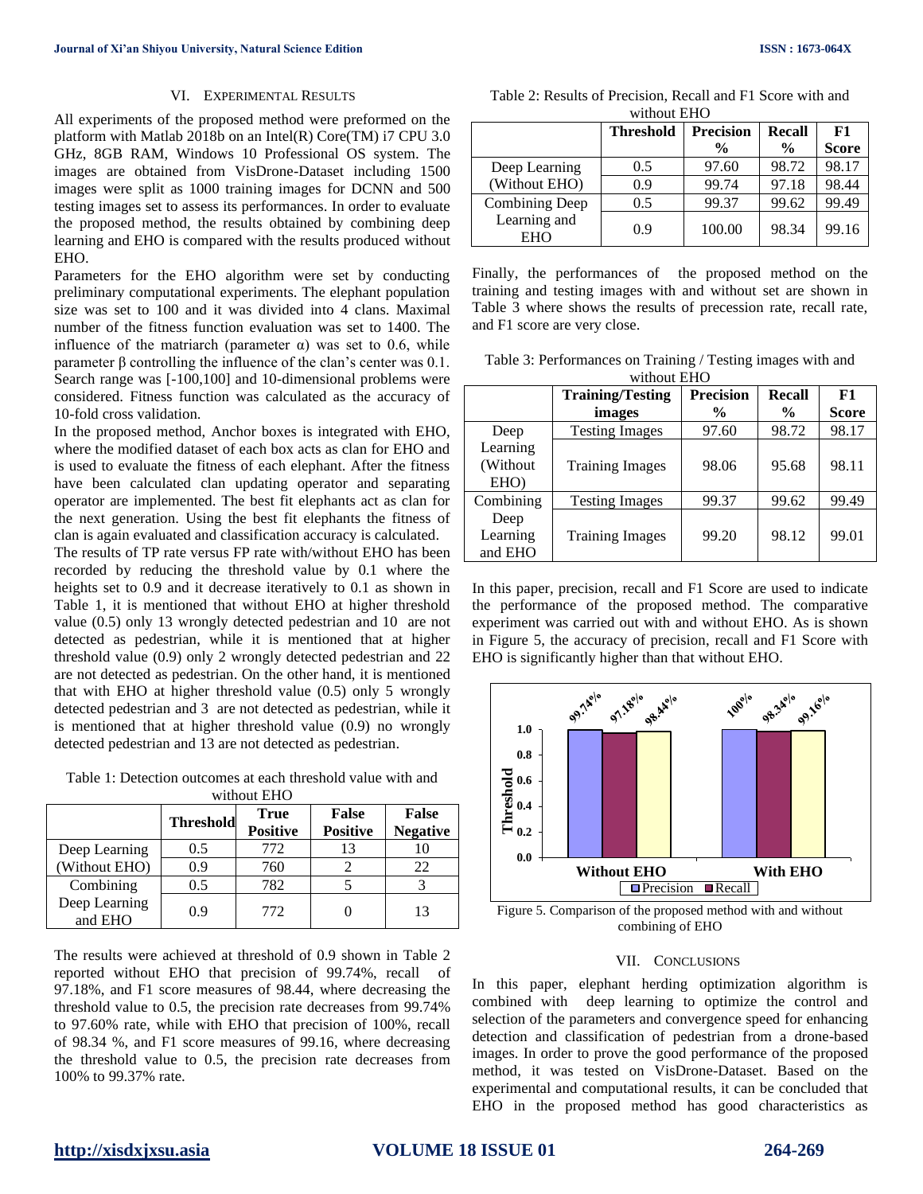## VI. Experimental Results

All experiments of the proposed method were preformed on the platform with Matlab 2018b on an Intel(R) Core(TM) i7 CPU 3.0 GHz, 8GB RAM, Windows 10 Professional OS system. The images are obtained from VisDrone-Dataset including 1500 images were split as 1000 training images for DCNN and 500 testing images set to assess its performances. In order to evaluate the proposed method, the results obtained by combining deep learning and EHO is compared with the results produced without EHO.

Parameters for the EHO algorithm were set by conducting preliminary computational experiments. The elephant population size was set to 100 and it was divided into 4 clans. Maximal number of the fitness function evaluation was set to 1400. The influence of the matriarch (parameter α) was set to 0.6, while parameter β controlling the influence of the clan's center was 0.1. Search range was [-100,100] and 10-dimensional problems were considered. Fitness function was calculated as the accuracy of 10-fold cross validation.

In the proposed method, Anchor boxes is integrated with EHO, where the modified dataset of each box acts as clan for EHO and is used to evaluate the fitness of each elephant. After the fitness have been calculated clan updating operator and separating operator are implemented. The best fit elephants act as clan for the next generation. Using the best fit elephants the fitness of clan is again evaluated and classification accuracy is calculated.

The results of TP rate versus FP rate with/without EHO has been recorded by reducing the threshold value by 0.1 where the heights set to 0.9 and it decrease iteratively to 0.1 as shown in Table 1, it is mentioned that without EHO at higher threshold value (0.5) only 13 wrongly detected pedestrian and 10 are not detected as pedestrian, while it is mentioned that at higher threshold value (0.9) only 2 wrongly detected pedestrian and 22 are not detected as pedestrian. On the other hand, it is mentioned that with EHO at higher threshold value (0.5) only 5 wrongly detected pedestrian and 3 are not detected as pedestrian, while it is mentioned that at higher threshold value (0.9) no wrongly detected pedestrian and 13 are not detected as pedestrian.

Table 1: Detection outcomes at each threshold value with and without EHO

| | Threshold | True Positive | False Positive | False Negative |
|---|---|---|---|---|
| Deep Learning (Without EHO) | 0.5 | 772 | 13 | 10 |
| | 0.9 | 760 | 2 | 22 |
| Combining Deep Learning and EHO | 0.5 | 782 | 5 | 3 |
| | 0.9 | 772 | 0 | 13 |

The results were achieved at threshold of 0.9 shown in Table 2 reported without EHO that precision of 99.74%, recall of 97.18%, and F1 score measures of 98.44, where decreasing the threshold value to 0.5, the precision rate decreases from 99.74% to 97.60% rate, while with EHO that precision of 100%, recall of 98.34 %, and F1 score measures of 99.16, where decreasing the threshold value to 0.5, the precision rate decreases from 100% to 99.37% rate.

Table 2: Results of Precision, Recall and F1 Score with and without EHO

| | Threshold | Precision % | Recall % | F1 Score |
|---|---|---|---|---|
| Deep Learning (Without EHO) | 0.5 | 97.60 | 98.72 | 98.17 |
| | 0.9 | 99.74 | 97.18 | 98.44 |
| Combining Deep Learning and EHO | 0.5 | 99.37 | 99.62 | 99.49 |
| | 0.9 | 100.00 | 98.34 | 99.16 |

Finally, the performances of the proposed method on the training and testing images with and without set are shown in Table 3 where shows the results of precession rate, recall rate, and F1 score are very close.

Table 3: Performances on Training / Testing images with and without EHO

| | Training/Testing images | Precision % | Recall % | F1 Score |
|---|---|---|---|---|
| Deep Learning (Without EHO) | Testing Images | 97.60 | 98.72 | 98.17 |
| | Training Images | 98.06 | 95.68 | 98.11 |
| Combining Deep Learning and EHO | Testing Images | 99.37 | 99.62 | 99.49 |
| | Training Images | 99.20 | 98.12 | 99.01 |

In this paper, precision, recall and F1 Score are used to indicate the performance of the proposed method. The comparative experiment was carried out with and without EHO. As is shown in Figure 5, the accuracy of precision, recall and F1 Score with EHO is significantly higher than that without EHO.

Figure 5. Comparison of the proposed method with and without combining of EHO

## VII. Conclusions

In this paper, elephant herding optimization algorithm is combined with deep learning to optimize the control and selection of the parameters and convergence speed for enhancing detection and classification of pedestrian from a drone-based images. In order to prove the good performance of the proposed method, it was tested on VisDrone-Dataset. Based on the experimental and computational results, it can be concluded that EHO in the proposed method has good characteristics as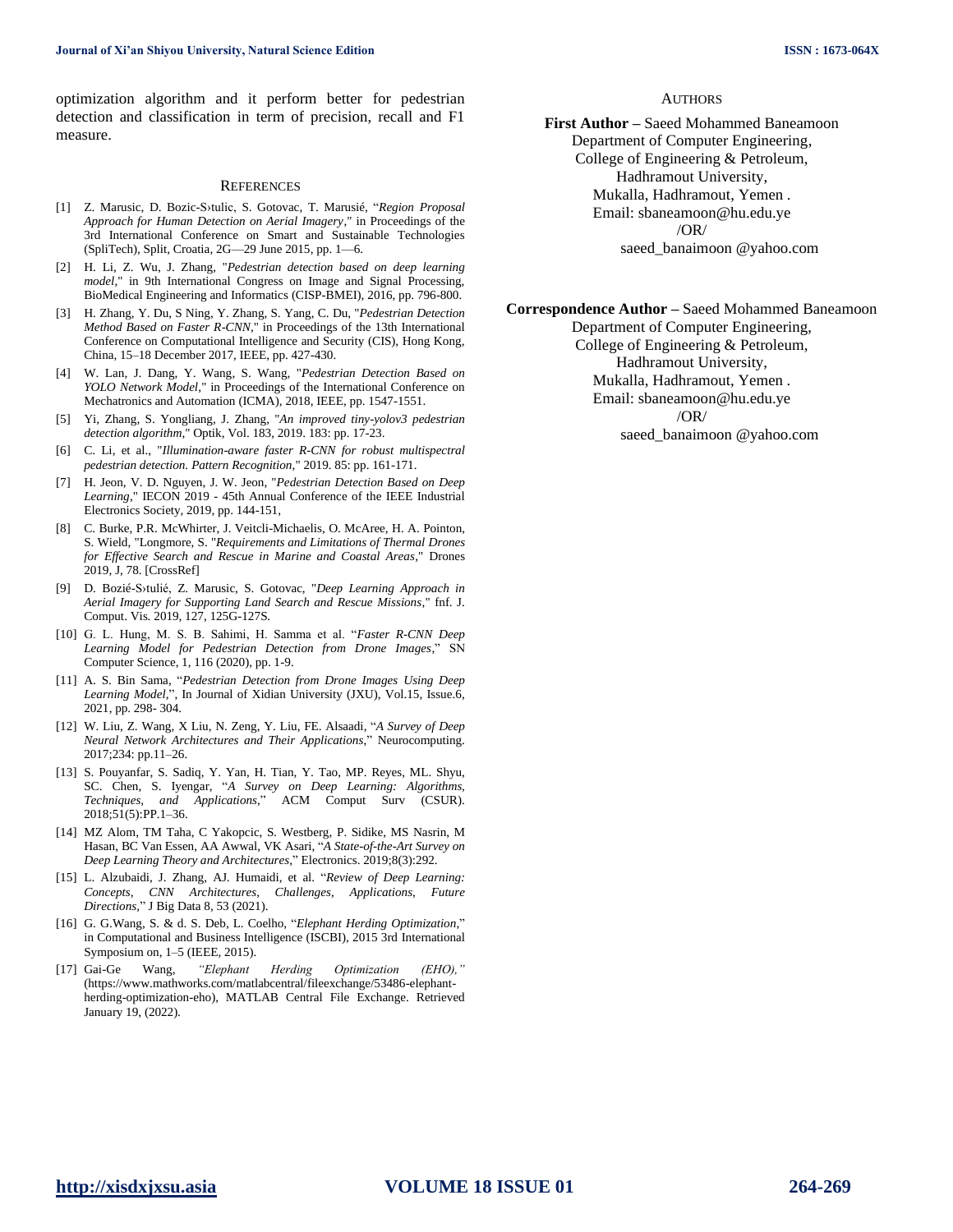optimization algorithm and it perform better for pedestrian detection and classification in term of precision, recall and F1 measure.

## REFERENCES

[1] Z. Marusic, D. Bozic-S›tulic, S. Gotovac, T. Marusié, "*Region Proposal Approach for Human Detection on Aerial Imagery*," in Proceedings of the 3rd International Conference on Smart and Sustainable Technologies (SpliTech), Split, Croatia, 2G—29 June 2015, pp. 1—6.

[2] H. Li, Z. Wu, J. Zhang, "*Pedestrian detection based on deep learning model*," in 9th International Congress on Image and Signal Processing, BioMedical Engineering and Informatics (CISP-BMEI), 2016, pp. 796-800.

[3] H. Zhang, Y. Du, S Ning, Y. Zhang, S. Yang, C. Du, "*Pedestrian Detection Method Based on Faster R-CNN*," in Proceedings of the 13th International Conference on Computational Intelligence and Security (CIS), Hong Kong, China, 15–18 December 2017, IEEE, pp. 427-430.

[4] W. Lan, J. Dang, Y. Wang, S. Wang, "*Pedestrian Detection Based on YOLO Network Model*," in Proceedings of the International Conference on Mechatronics and Automation (ICMA), 2018, IEEE, pp. 1547-1551.

[5] Yi, Zhang, S. Yongliang, J. Zhang, "*An improved tiny-yolov3 pedestrian detection algorithm*," Optik, Vol. 183, 2019. 183: pp. 17-23.

[6] C. Li, et al., "*Illumination-aware faster R-CNN for robust multispectral pedestrian detection. Pattern Recognition*," 2019. 85: pp. 161-171.

[7] H. Jeon, V. D. Nguyen, J. W. Jeon, "*Pedestrian Detection Based on Deep Learning*," IECON 2019 - 45th Annual Conference of the IEEE Industrial Electronics Society, 2019, pp. 144-151,

[8] C. Burke, P.R. McWhirter, J. Veitcli-Michaelis, O. McAree, H. A. Pointon, S. Wield, "Longmore, S. "*Requirements and Limitations of Thermal Drones for Effective Search and Rescue in Marine and Coastal Areas*," Drones 2019, J, 78. [CrossRef]

[9] D. Bozié-S›tulié, Z. Marusic, S. Gotovac, "*Deep Learning Approach in Aerial Imagery for Supporting Land Search and Rescue Missions*," fnf. J. Comput. Vis. 2019, 127, 125G-127S.

[10] G. L. Hung, M. S. B. Sahimi, H. Samma et al. "*Faster R-CNN Deep Learning Model for Pedestrian Detection from Drone Images*," SN Computer Science, 1, 116 (2020), pp. 1-9.

[11] A. S. Bin Sama, "*Pedestrian Detection from Drone Images Using Deep Learning Model*,", In Journal of Xidian University (JXU), Vol.15, Issue.6, 2021, pp. 298- 304.

[12] W. Liu, Z. Wang, X Liu, N. Zeng, Y. Liu, FE. Alsaadi, "*A Survey of Deep Neural Network Architectures and Their Applications*," Neurocomputing. 2017;234: pp.11–26.

[13] S. Pouyanfar, S. Sadiq, Y. Yan, H. Tian, Y. Tao, MP. Reyes, ML. Shyu, SC. Chen, S. Iyengar, "*A Survey on Deep Learning: Algorithms, Techniques, and Applications*," ACM Comput Surv (CSUR). 2018;51(5):PP.1–36.

[14] MZ Alom, TM Taha, C Yakopcic, S. Westberg, P. Sidike, MS Nasrin, M Hasan, BC Van Essen, AA Awwal, VK Asari, "*A State-of-the-Art Survey on Deep Learning Theory and Architectures*," Electronics. 2019;8(3):292.

[15] L. Alzubaidi, J. Zhang, AJ. Humaidi, et al. "*Review of Deep Learning: Concepts, CNN Architectures, Challenges, Applications, Future Directions*," J Big Data 8, 53 (2021).

[16] G. G.Wang, S. & d. S. Deb, L. Coelho, "*Elephant Herding Optimization*," in Computational and Business Intelligence (ISCBI), 2015 3rd International Symposium on, 1–5 (IEEE, 2015).

[17] Gai-Ge Wang, *"Elephant Herding Optimization (EHO),"* (https://www.mathworks.com/matlabcentral/fileexchange/53486-elephant-herding-optimization-eho), MATLAB Central File Exchange. Retrieved January 19, (2022).

## AUTHORS

**First Author –** Saeed Mohammed Baneamoon
Department of Computer Engineering,
College of Engineering & Petroleum,
Hadhramout University,
Mukalla, Hadhramout, Yemen .
Email: sbaneamoon@hu.edu.ye
/OR/
saeed_banaimoon @yahoo.com

**Correspondence Author –** Saeed Mohammed Baneamoon
Department of Computer Engineering,
College of Engineering & Petroleum,
Hadhramout University,
Mukalla, Hadhramout, Yemen .
Email: sbaneamoon@hu.edu.ye
/OR/
saeed_banaimoon @yahoo.com